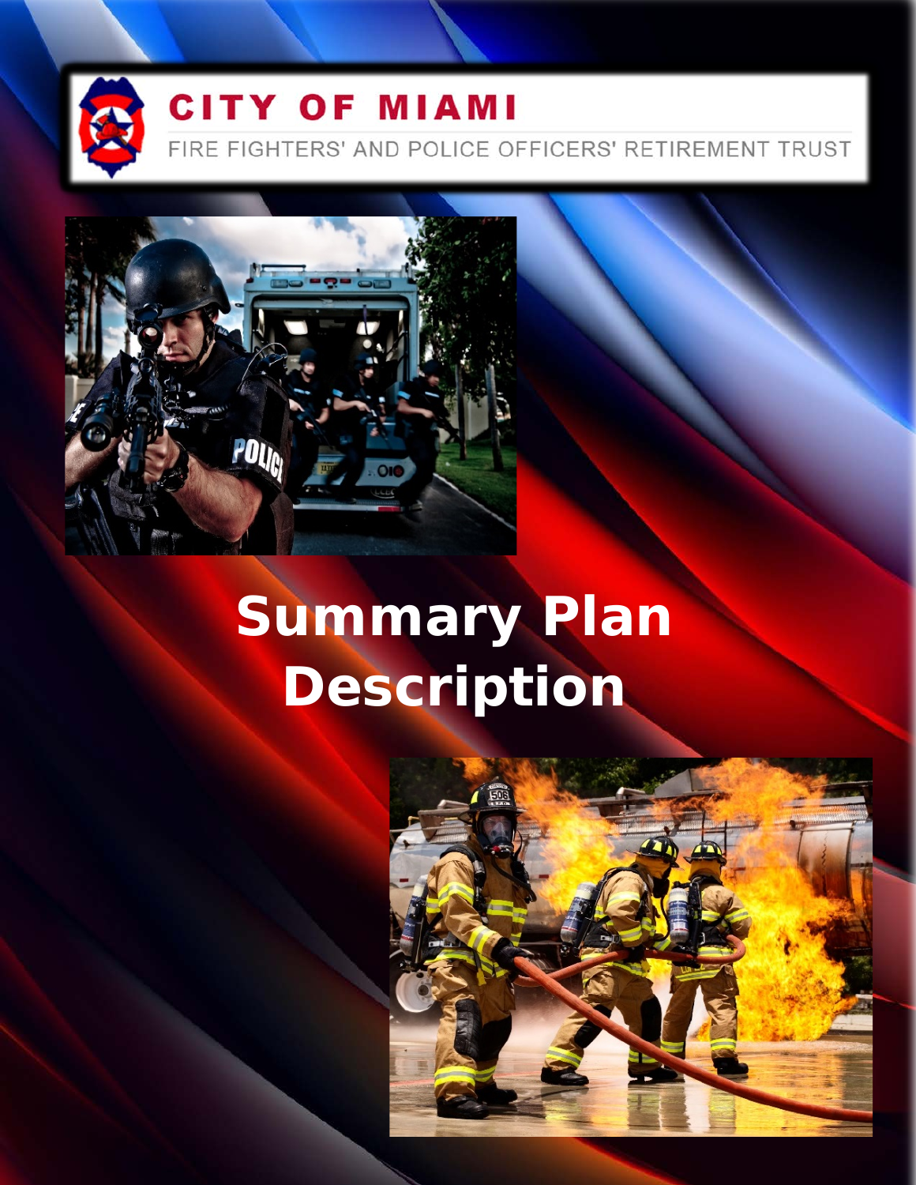**CITY OF MIAMI**

FIRE FIGHTERS' AND POLICE OFFICERS' RETIREMENT TRUST

# Summary Plan Description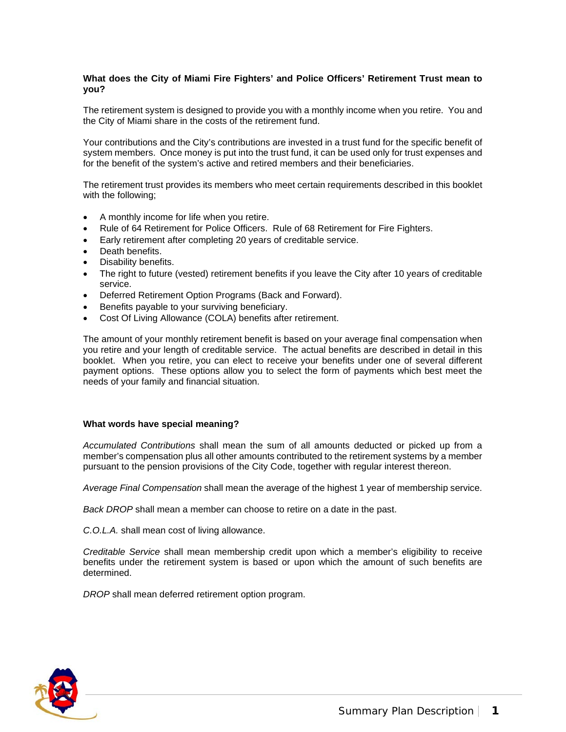**What does the City of Miami Fire Fighters' and Police Officers' Retirement Trust mean to you?**

The retirement system is designed to provide you with a monthly income when you retire. You and the City of Miami share in the costs of the retirement fund.

Your contributions and the City's contributions are invested in a trust fund for the specific benefit of system members. Once money is put into the trust fund, it can be used only for trust expenses and for the benefit of the system's active and retired members and their beneficiaries.

The retirement trust provides its members who meet certain requirements described in this booklet with the following;

- A monthly income for life when you retire.
- Rule of 64 Retirement for Police Officers. Rule of 68 Retirement for Fire Fighters.
- Early retirement after completing 20 years of creditable service.
- Death benefits.
- Disability benefits.
- The right to future (vested) retirement benefits if you leave the City after 10 years of creditable service.
- Deferred Retirement Option Programs (Back and Forward).
- Benefits payable to your surviving beneficiary.
- Cost Of Living Allowance (COLA) benefits after retirement.

The amount of your monthly retirement benefit is based on your average final compensation when you retire and your length of creditable service. The actual benefits are described in detail in this booklet. When you retire, you can elect to receive your benefits under one of several different payment options. These options allow you to select the form of payments which best meet the needs of your family and financial situation.

**What words have special meaning?**

*Accumulated Contributions* shall mean the sum of all amounts deducted or picked up from a member's compensation plus all other amounts contributed to the retirement systems by a member pursuant to the pension provisions of the City Code, together with regular interest thereon.

*Average Final Compensation* shall mean the average of the highest 1 year of membership service.

*Back DROP* shall mean a member can choose to retire on a date in the past.

*C.O.L.A.* shall mean cost of living allowance.

*Creditable Service* shall mean membership credit upon which a member's eligibility to receive benefits under the retirement system is based or upon which the amount of such benefits are determined.

*DROP* shall mean deferred retirement option program.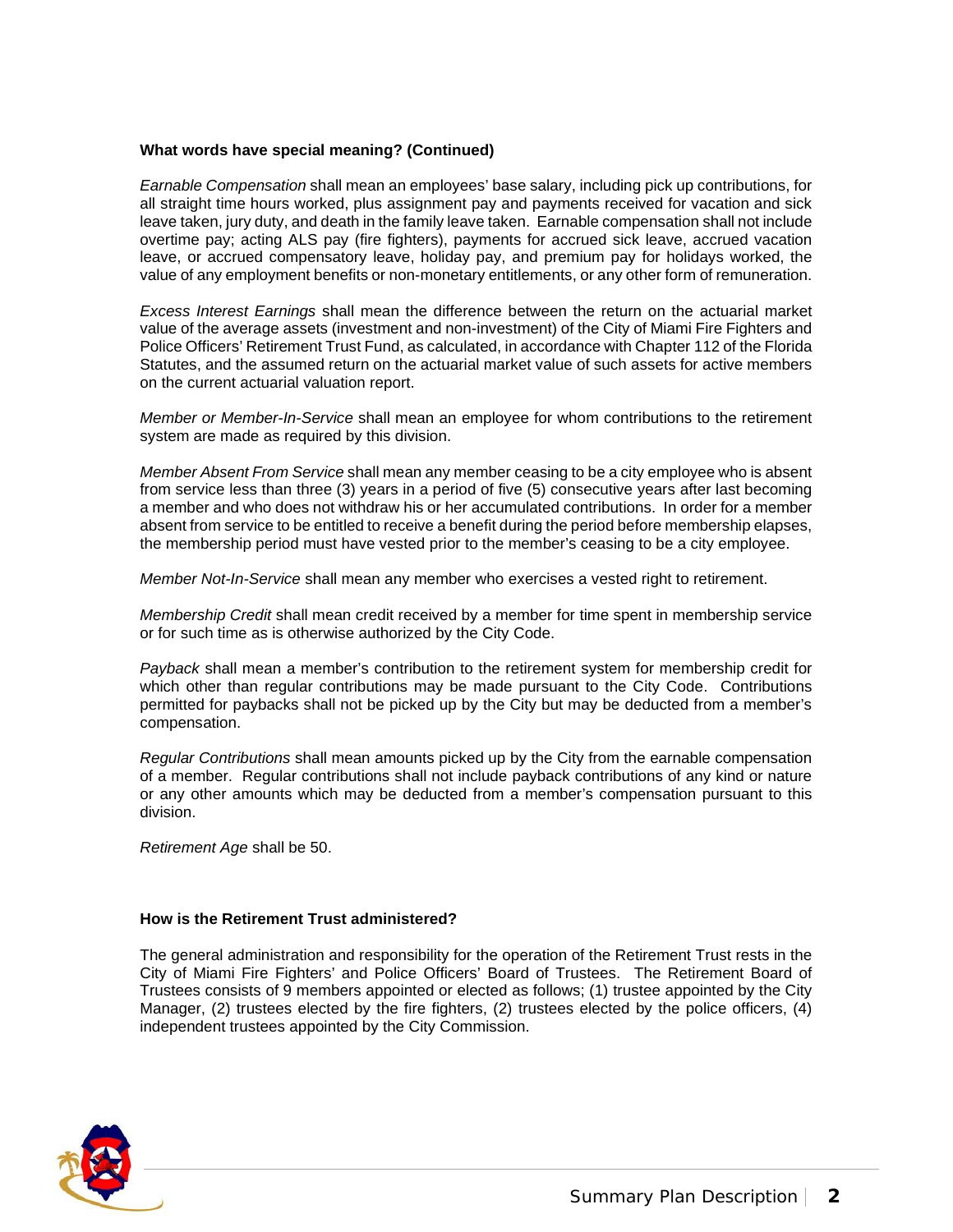### What words have special meaning? (Continued)

*Earnable Compensation* shall mean an employees' base salary, including pick up contributions, for all straight time hours worked, plus assignment pay and payments received for vacation and sick leave taken, jury duty, and death in the family leave taken. Earnable compensation shall not include overtime pay; acting ALS pay (fire fighters), payments for accrued sick leave, accrued vacation leave, or accrued compensatory leave, holiday pay, and premium pay for holidays worked, the value of any employment benefits or non-monetary entitlements, or any other form of remuneration.

*Excess Interest Earnings* shall mean the difference between the return on the actuarial market value of the average assets (investment and non-investment) of the City of Miami Fire Fighters and Police Officers' Retirement Trust Fund, as calculated, in accordance with Chapter 112 of the Florida Statutes, and the assumed return on the actuarial market value of such assets for active members on the current actuarial valuation report.

*Member or Member-In-Service* shall mean an employee for whom contributions to the retirement system are made as required by this division.

*Member Absent From Service* shall mean any member ceasing to be a city employee who is absent from service less than three (3) years in a period of five (5) consecutive years after last becoming a member and who does not withdraw his or her accumulated contributions. In order for a member absent from service to be entitled to receive a benefit during the period before membership elapses, the membership period must have vested prior to the member's ceasing to be a city employee.

*Member Not-In-Service* shall mean any member who exercises a vested right to retirement.

*Membership Credit* shall mean credit received by a member for time spent in membership service or for such time as is otherwise authorized by the City Code.

*Payback* shall mean a member's contribution to the retirement system for membership credit for which other than regular contributions may be made pursuant to the City Code. Contributions permitted for paybacks shall not be picked up by the City but may be deducted from a member's compensation.

*Regular Contributions* shall mean amounts picked up by the City from the earnable compensation of a member. Regular contributions shall not include payback contributions of any kind or nature or any other amounts which may be deducted from a member's compensation pursuant to this division.

*Retirement Age* shall be 50.

### How is the Retirement Trust administered?

The general administration and responsibility for the operation of the Retirement Trust rests in the City of Miami Fire Fighters' and Police Officers' Board of Trustees. The Retirement Board of Trustees consists of 9 members appointed or elected as follows; (1) trustee appointed by the City Manager, (2) trustees elected by the fire fighters, (2) trustees elected by the police officers, (4) independent trustees appointed by the City Commission.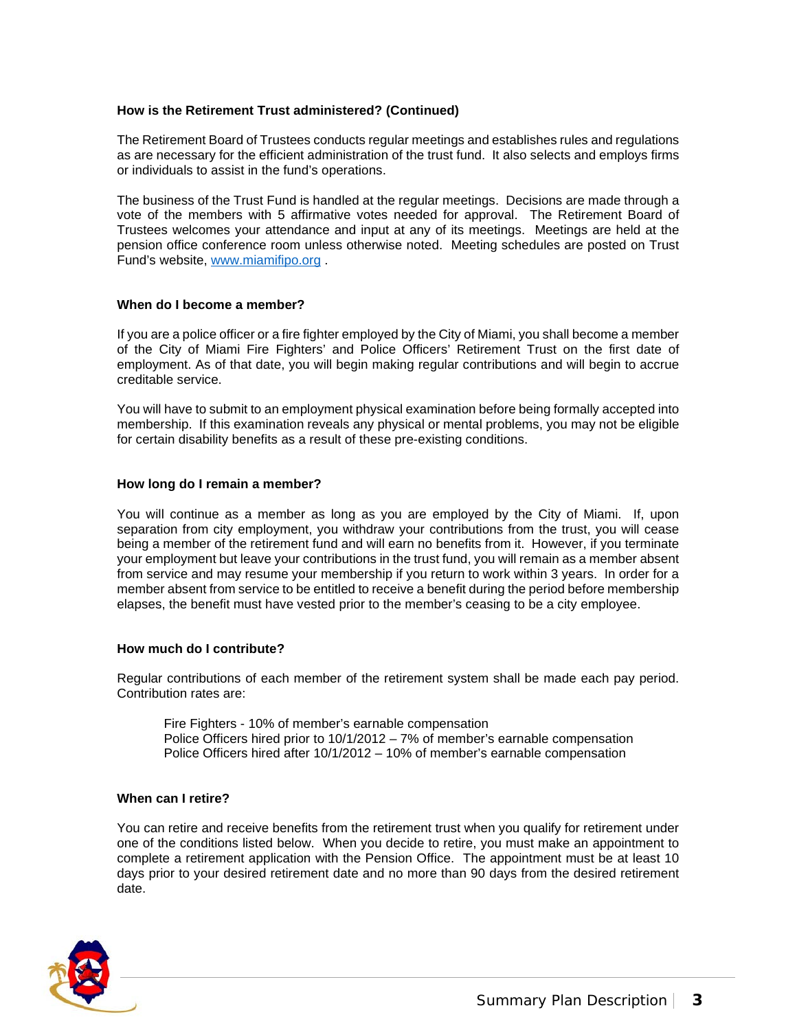### How is the Retirement Trust administered? (Continued)

The Retirement Board of Trustees conducts regular meetings and establishes rules and regulations as are necessary for the efficient administration of the trust fund. It also selects and employs firms or individuals to assist in the fund's operations.

The business of the Trust Fund is handled at the regular meetings. Decisions are made through a vote of the members with 5 affirmative votes needed for approval. The Retirement Board of Trustees welcomes your attendance and input at any of its meetings. Meetings are held at the pension office conference room unless otherwise noted. Meeting schedules are posted on Trust Fund's website, [www.miamifipo.org](http://www.miamifipo.org) .

### When do I become a member?

If you are a police officer or a fire fighter employed by the City of Miami, you shall become a member of the City of Miami Fire Fighters' and Police Officers' Retirement Trust on the first date of employment. As of that date, you will begin making regular contributions and will begin to accrue creditable service.

You will have to submit to an employment physical examination before being formally accepted into membership. If this examination reveals any physical or mental problems, you may not be eligible for certain disability benefits as a result of these pre-existing conditions.

### How long do I remain a member?

You will continue as a member as long as you are employed by the City of Miami. If, upon separation from city employment, you withdraw your contributions from the trust, you will cease being a member of the retirement fund and will earn no benefits from it. However, if you terminate your employment but leave your contributions in the trust fund, you will remain as a member absent from service and may resume your membership if you return to work within 3 years. In order for a member absent from service to be entitled to receive a benefit during the period before membership elapses, the benefit must have vested prior to the member's ceasing to be a city employee.

### How much do I contribute?

Regular contributions of each member of the retirement system shall be made each pay period. Contribution rates are:

Fire Fighters - 10% of member's earnable compensation
Police Officers hired prior to 10/1/2012 – 7% of member's earnable compensation
Police Officers hired after 10/1/2012 – 10% of member's earnable compensation

### When can I retire?

You can retire and receive benefits from the retirement trust when you qualify for retirement under one of the conditions listed below. When you decide to retire, you must make an appointment to complete a retirement application with the Pension Office. The appointment must be at least 10 days prior to your desired retirement date and no more than 90 days from the desired retirement date.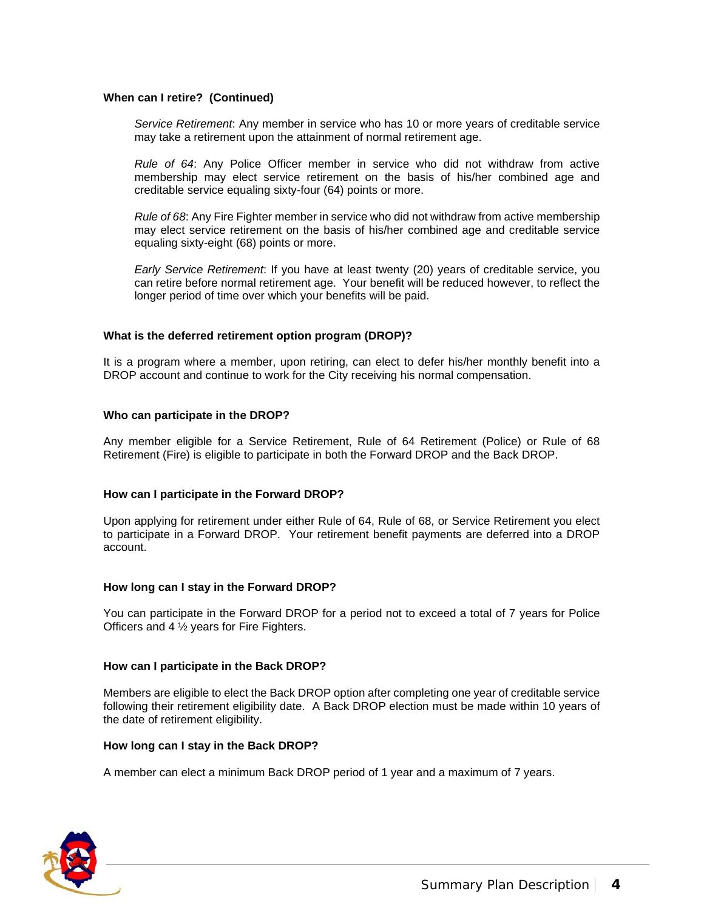### When can I retire? (Continued)

*Service Retirement*: Any member in service who has 10 or more years of creditable service may take a retirement upon the attainment of normal retirement age.

*Rule of 64*: Any Police Officer member in service who did not withdraw from active membership may elect service retirement on the basis of his/her combined age and creditable service equaling sixty-four (64) points or more.

*Rule of 68*: Any Fire Fighter member in service who did not withdraw from active membership may elect service retirement on the basis of his/her combined age and creditable service equaling sixty-eight (68) points or more.

*Early Service Retirement*: If you have at least twenty (20) years of creditable service, you can retire before normal retirement age. Your benefit will be reduced however, to reflect the longer period of time over which your benefits will be paid.

### What is the deferred retirement option program (DROP)?

It is a program where a member, upon retiring, can elect to defer his/her monthly benefit into a DROP account and continue to work for the City receiving his normal compensation.

### Who can participate in the DROP?

Any member eligible for a Service Retirement, Rule of 64 Retirement (Police) or Rule of 68 Retirement (Fire) is eligible to participate in both the Forward DROP and the Back DROP.

### How can I participate in the Forward DROP?

Upon applying for retirement under either Rule of 64, Rule of 68, or Service Retirement you elect to participate in a Forward DROP. Your retirement benefit payments are deferred into a DROP account.

### How long can I stay in the Forward DROP?

You can participate in the Forward DROP for a period not to exceed a total of 7 years for Police Officers and 4 ½ years for Fire Fighters.

### How can I participate in the Back DROP?

Members are eligible to elect the Back DROP option after completing one year of creditable service following their retirement eligibility date. A Back DROP election must be made within 10 years of the date of retirement eligibility.

### How long can I stay in the Back DROP?

A member can elect a minimum Back DROP period of 1 year and a maximum of 7 years.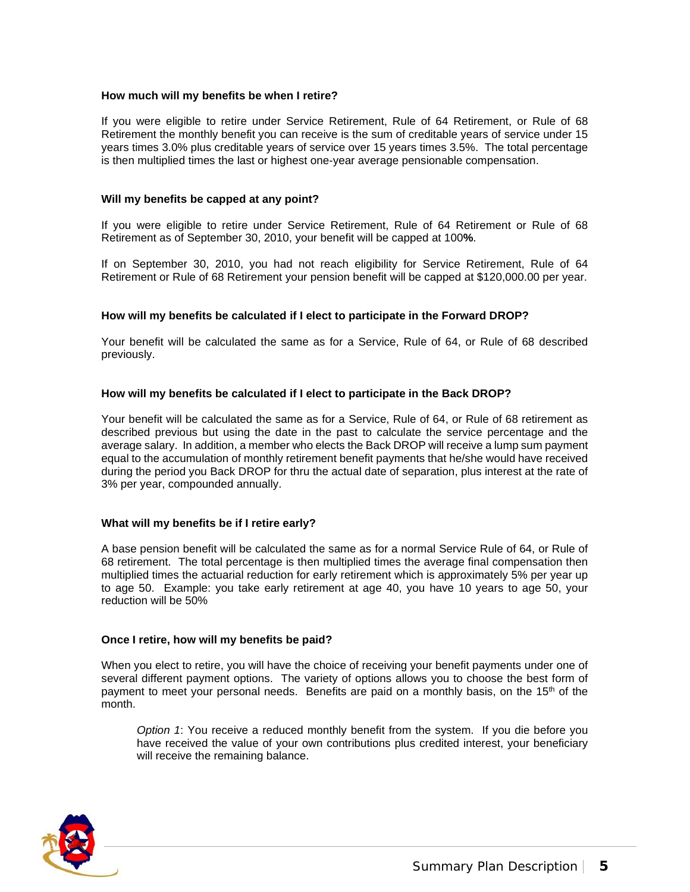**How much will my benefits be when I retire?**

If you were eligible to retire under Service Retirement, Rule of 64 Retirement, or Rule of 68 Retirement the monthly benefit you can receive is the sum of creditable years of service under 15 years times 3.0% plus creditable years of service over 15 years times 3.5%. The total percentage is then multiplied times the last or highest one-year average pensionable compensation.

**Will my benefits be capped at any point?**

If you were eligible to retire under Service Retirement, Rule of 64 Retirement or Rule of 68 Retirement as of September 30, 2010, your benefit will be capped at 100**%**.

If on September 30, 2010, you had not reach eligibility for Service Retirement, Rule of 64 Retirement or Rule of 68 Retirement your pension benefit will be capped at $120,000.00 per year.

**How will my benefits be calculated if I elect to participate in the Forward DROP?**

Your benefit will be calculated the same as for a Service, Rule of 64, or Rule of 68 described previously.

**How will my benefits be calculated if I elect to participate in the Back DROP?**

Your benefit will be calculated the same as for a Service, Rule of 64, or Rule of 68 retirement as described previous but using the date in the past to calculate the service percentage and the average salary. In addition, a member who elects the Back DROP will receive a lump sum payment equal to the accumulation of monthly retirement benefit payments that he/she would have received during the period you Back DROP for thru the actual date of separation, plus interest at the rate of 3% per year, compounded annually.

**What will my benefits be if I retire early?**

A base pension benefit will be calculated the same as for a normal Service Rule of 64, or Rule of 68 retirement. The total percentage is then multiplied times the average final compensation then multiplied times the actuarial reduction for early retirement which is approximately 5% per year up to age 50. Example: you take early retirement at age 40, you have 10 years to age 50, your reduction will be 50%

**Once I retire, how will my benefits be paid?**

When you elect to retire, you will have the choice of receiving your benefit payments under one of several different payment options. The variety of options allows you to choose the best form of payment to meet your personal needs. Benefits are paid on a monthly basis, on the 15th of the month.

> *Option 1*: You receive a reduced monthly benefit from the system. If you die before you have received the value of your own contributions plus credited interest, your beneficiary will receive the remaining balance.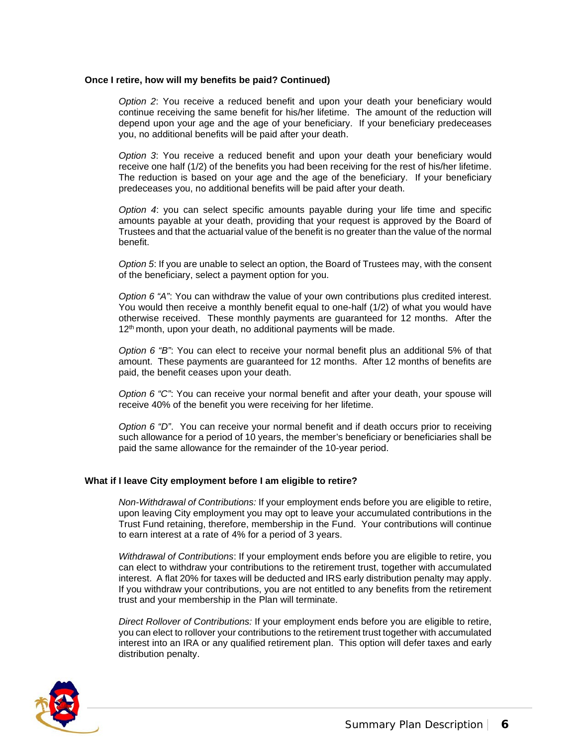**Once I retire, how will my benefits be paid? Continued)**

*Option 2*: You receive a reduced benefit and upon your death your beneficiary would continue receiving the same benefit for his/her lifetime. The amount of the reduction will depend upon your age and the age of your beneficiary. If your beneficiary predeceases you, no additional benefits will be paid after your death.

*Option 3*: You receive a reduced benefit and upon your death your beneficiary would receive one half (1/2) of the benefits you had been receiving for the rest of his/her lifetime. The reduction is based on your age and the age of the beneficiary. If your beneficiary predeceases you, no additional benefits will be paid after your death.

*Option 4*: you can select specific amounts payable during your life time and specific amounts payable at your death, providing that your request is approved by the Board of Trustees and that the actuarial value of the benefit is no greater than the value of the normal benefit.

*Option 5*: If you are unable to select an option, the Board of Trustees may, with the consent of the beneficiary, select a payment option for you.

*Option 6 "A"*: You can withdraw the value of your own contributions plus credited interest. You would then receive a monthly benefit equal to one-half (1/2) of what you would have otherwise received. These monthly payments are guaranteed for 12 months. After the 12th month, upon your death, no additional payments will be made.

*Option 6 "B"*: You can elect to receive your normal benefit plus an additional 5% of that amount. These payments are guaranteed for 12 months. After 12 months of benefits are paid, the benefit ceases upon your death.

*Option 6 "C"*: You can receive your normal benefit and after your death, your spouse will receive 40% of the benefit you were receiving for her lifetime.

*Option 6 "D"*. You can receive your normal benefit and if death occurs prior to receiving such allowance for a period of 10 years, the member's beneficiary or beneficiaries shall be paid the same allowance for the remainder of the 10-year period.

**What if I leave City employment before I am eligible to retire?**

*Non-Withdrawal of Contributions:* If your employment ends before you are eligible to retire, upon leaving City employment you may opt to leave your accumulated contributions in the Trust Fund retaining, therefore, membership in the Fund. Your contributions will continue to earn interest at a rate of 4% for a period of 3 years.

*Withdrawal of Contributions*: If your employment ends before you are eligible to retire, you can elect to withdraw your contributions to the retirement trust, together with accumulated interest. A flat 20% for taxes will be deducted and IRS early distribution penalty may apply. If you withdraw your contributions, you are not entitled to any benefits from the retirement trust and your membership in the Plan will terminate.

*Direct Rollover of Contributions:* If your employment ends before you are eligible to retire, you can elect to rollover your contributions to the retirement trust together with accumulated interest into an IRA or any qualified retirement plan. This option will defer taxes and early distribution penalty.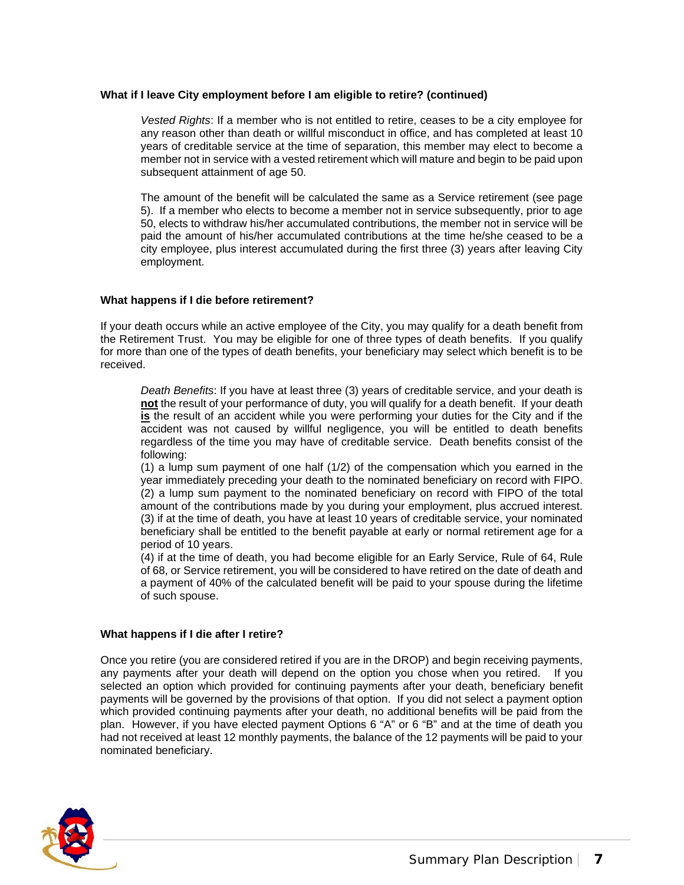**What if I leave City employment before I am eligible to retire? (continued)**

*Vested Rights*: If a member who is not entitled to retire, ceases to be a city employee for any reason other than death or willful misconduct in office, and has completed at least 10 years of creditable service at the time of separation, this member may elect to become a member not in service with a vested retirement which will mature and begin to be paid upon subsequent attainment of age 50.

The amount of the benefit will be calculated the same as a Service retirement (see page 5). If a member who elects to become a member not in service subsequently, prior to age 50, elects to withdraw his/her accumulated contributions, the member not in service will be paid the amount of his/her accumulated contributions at the time he/she ceased to be a city employee, plus interest accumulated during the first three (3) years after leaving City employment.

**What happens if I die before retirement?**

If your death occurs while an active employee of the City, you may qualify for a death benefit from the Retirement Trust. You may be eligible for one of three types of death benefits. If you qualify for more than one of the types of death benefits, your beneficiary may select which benefit is to be received.

*Death Benefits*: If you have at least three (3) years of creditable service, and your death is **not** the result of your performance of duty, you will qualify for a death benefit. If your death **is** the result of an accident while you were performing your duties for the City and if the accident was not caused by willful negligence, you will be entitled to death benefits regardless of the time you may have of creditable service. Death benefits consist of the following:

(1) a lump sum payment of one half (1/2) of the compensation which you earned in the year immediately preceding your death to the nominated beneficiary on record with FIPO.
(2) a lump sum payment to the nominated beneficiary on record with FIPO of the total amount of the contributions made by you during your employment, plus accrued interest.
(3) if at the time of death, you have at least 10 years of creditable service, your nominated beneficiary shall be entitled to the benefit payable at early or normal retirement age for a period of 10 years.
(4) if at the time of death, you had become eligible for an Early Service, Rule of 64, Rule of 68, or Service retirement, you will be considered to have retired on the date of death and a payment of 40% of the calculated benefit will be paid to your spouse during the lifetime of such spouse.

**What happens if I die after I retire?**

Once you retire (you are considered retired if you are in the DROP) and begin receiving payments, any payments after your death will depend on the option you chose when you retired. If you selected an option which provided for continuing payments after your death, beneficiary benefit payments will be governed by the provisions of that option. If you did not select a payment option which provided continuing payments after your death, no additional benefits will be paid from the plan. However, if you have elected payment Options 6 "A" or 6 "B" and at the time of death you had not received at least 12 monthly payments, the balance of the 12 payments will be paid to your nominated beneficiary.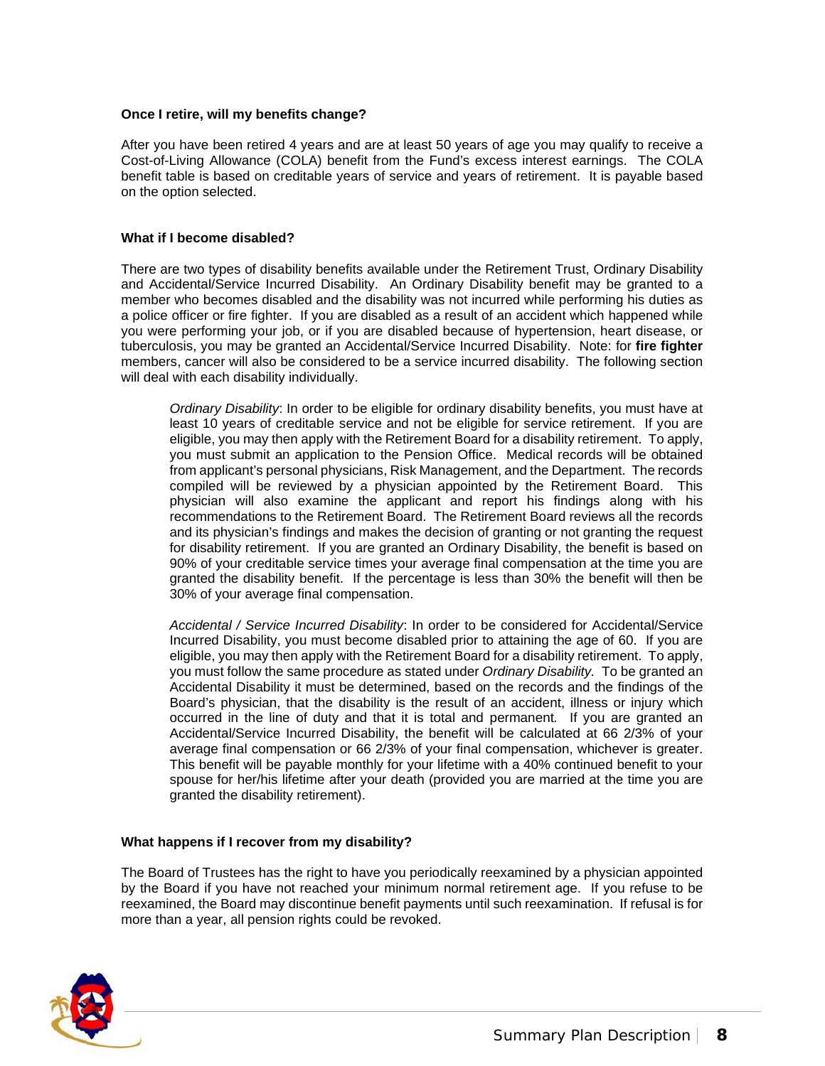**Once I retire, will my benefits change?**

After you have been retired 4 years and are at least 50 years of age you may qualify to receive a Cost-of-Living Allowance (COLA) benefit from the Fund's excess interest earnings. The COLA benefit table is based on creditable years of service and years of retirement. It is payable based on the option selected.

**What if I become disabled?**

There are two types of disability benefits available under the Retirement Trust, Ordinary Disability and Accidental/Service Incurred Disability. An Ordinary Disability benefit may be granted to a member who becomes disabled and the disability was not incurred while performing his duties as a police officer or fire fighter. If you are disabled as a result of an accident which happened while you were performing your job, or if you are disabled because of hypertension, heart disease, or tuberculosis, you may be granted an Accidental/Service Incurred Disability. Note: for **fire fighter** members, cancer will also be considered to be a service incurred disability. The following section will deal with each disability individually.

> *Ordinary Disability*: In order to be eligible for ordinary disability benefits, you must have at least 10 years of creditable service and not be eligible for service retirement. If you are eligible, you may then apply with the Retirement Board for a disability retirement. To apply, you must submit an application to the Pension Office. Medical records will be obtained from applicant's personal physicians, Risk Management, and the Department. The records compiled will be reviewed by a physician appointed by the Retirement Board. This physician will also examine the applicant and report his findings along with his recommendations to the Retirement Board. The Retirement Board reviews all the records and its physician's findings and makes the decision of granting or not granting the request for disability retirement. If you are granted an Ordinary Disability, the benefit is based on 90% of your creditable service times your average final compensation at the time you are granted the disability benefit. If the percentage is less than 30% the benefit will then be 30% of your average final compensation.
>
> *Accidental / Service Incurred Disability*: In order to be considered for Accidental/Service Incurred Disability, you must become disabled prior to attaining the age of 60. If you are eligible, you may then apply with the Retirement Board for a disability retirement. To apply, you must follow the same procedure as stated under *Ordinary Disability.* To be granted an Accidental Disability it must be determined, based on the records and the findings of the Board's physician, that the disability is the result of an accident, illness or injury which occurred in the line of duty and that it is total and permanent. If you are granted an Accidental/Service Incurred Disability, the benefit will be calculated at 66 2/3% of your average final compensation or 66 2/3% of your final compensation, whichever is greater. This benefit will be payable monthly for your lifetime with a 40% continued benefit to your spouse for her/his lifetime after your death (provided you are married at the time you are granted the disability retirement).

**What happens if I recover from my disability?**

The Board of Trustees has the right to have you periodically reexamined by a physician appointed by the Board if you have not reached your minimum normal retirement age. If you refuse to be reexamined, the Board may discontinue benefit payments until such reexamination. If refusal is for more than a year, all pension rights could be revoked.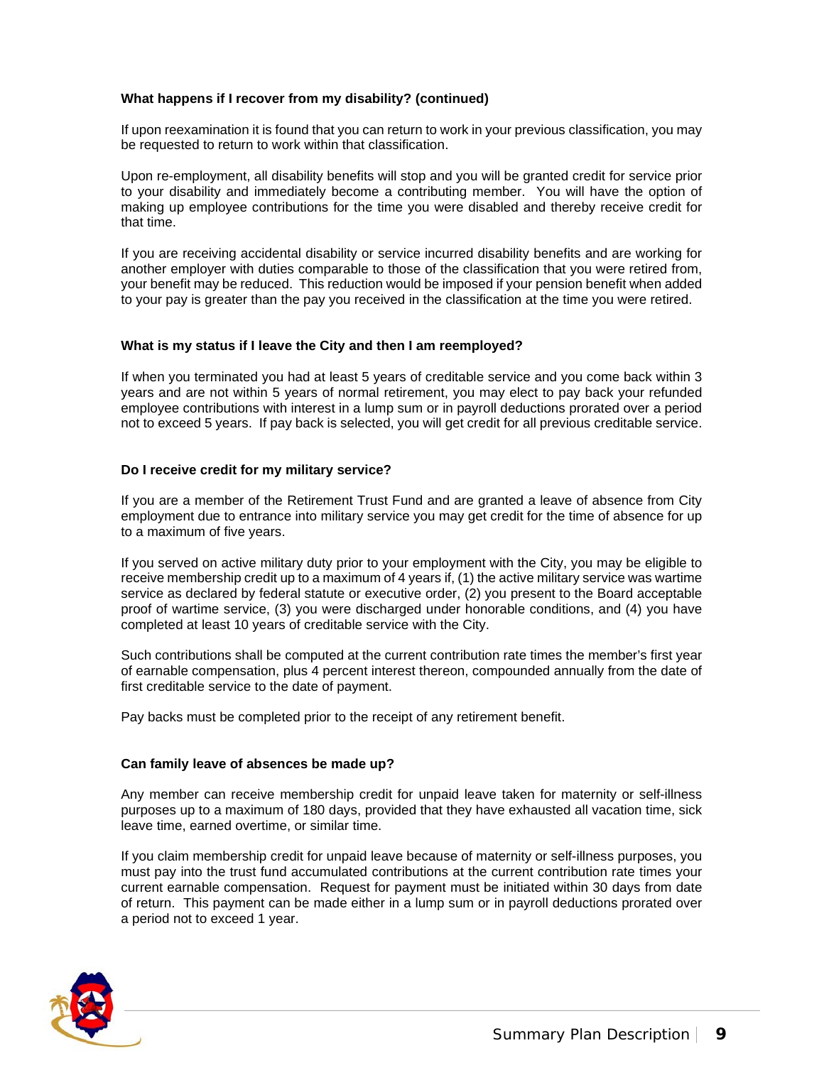### What happens if I recover from my disability? (continued)

If upon reexamination it is found that you can return to work in your previous classification, you may be requested to return to work within that classification.

Upon re-employment, all disability benefits will stop and you will be granted credit for service prior to your disability and immediately become a contributing member. You will have the option of making up employee contributions for the time you were disabled and thereby receive credit for that time.

If you are receiving accidental disability or service incurred disability benefits and are working for another employer with duties comparable to those of the classification that you were retired from, your benefit may be reduced. This reduction would be imposed if your pension benefit when added to your pay is greater than the pay you received in the classification at the time you were retired.

### What is my status if I leave the City and then I am reemployed?

If when you terminated you had at least 5 years of creditable service and you come back within 3 years and are not within 5 years of normal retirement, you may elect to pay back your refunded employee contributions with interest in a lump sum or in payroll deductions prorated over a period not to exceed 5 years. If pay back is selected, you will get credit for all previous creditable service.

### Do I receive credit for my military service?

If you are a member of the Retirement Trust Fund and are granted a leave of absence from City employment due to entrance into military service you may get credit for the time of absence for up to a maximum of five years.

If you served on active military duty prior to your employment with the City, you may be eligible to receive membership credit up to a maximum of 4 years if, (1) the active military service was wartime service as declared by federal statute or executive order, (2) you present to the Board acceptable proof of wartime service, (3) you were discharged under honorable conditions, and (4) you have completed at least 10 years of creditable service with the City.

Such contributions shall be computed at the current contribution rate times the member's first year of earnable compensation, plus 4 percent interest thereon, compounded annually from the date of first creditable service to the date of payment.

Pay backs must be completed prior to the receipt of any retirement benefit.

### Can family leave of absences be made up?

Any member can receive membership credit for unpaid leave taken for maternity or self-illness purposes up to a maximum of 180 days, provided that they have exhausted all vacation time, sick leave time, earned overtime, or similar time.

If you claim membership credit for unpaid leave because of maternity or self-illness purposes, you must pay into the trust fund accumulated contributions at the current contribution rate times your current earnable compensation. Request for payment must be initiated within 30 days from date of return. This payment can be made either in a lump sum or in payroll deductions prorated over a period not to exceed 1 year.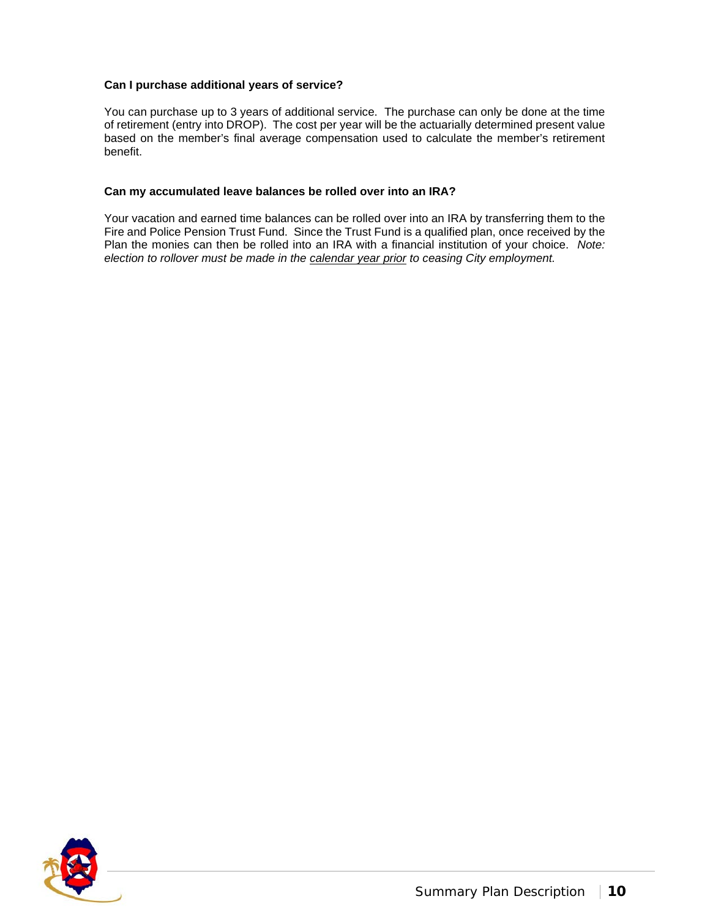**Can I purchase additional years of service?**

You can purchase up to 3 years of additional service. The purchase can only be done at the time of retirement (entry into DROP). The cost per year will be the actuarially determined present value based on the member's final average compensation used to calculate the member's retirement benefit.

**Can my accumulated leave balances be rolled over into an IRA?**

Your vacation and earned time balances can be rolled over into an IRA by transferring them to the Fire and Police Pension Trust Fund. Since the Trust Fund is a qualified plan, once received by the Plan the monies can then be rolled into an IRA with a financial institution of your choice. *Note: election to rollover must be made in the calendar year prior to ceasing City employment.*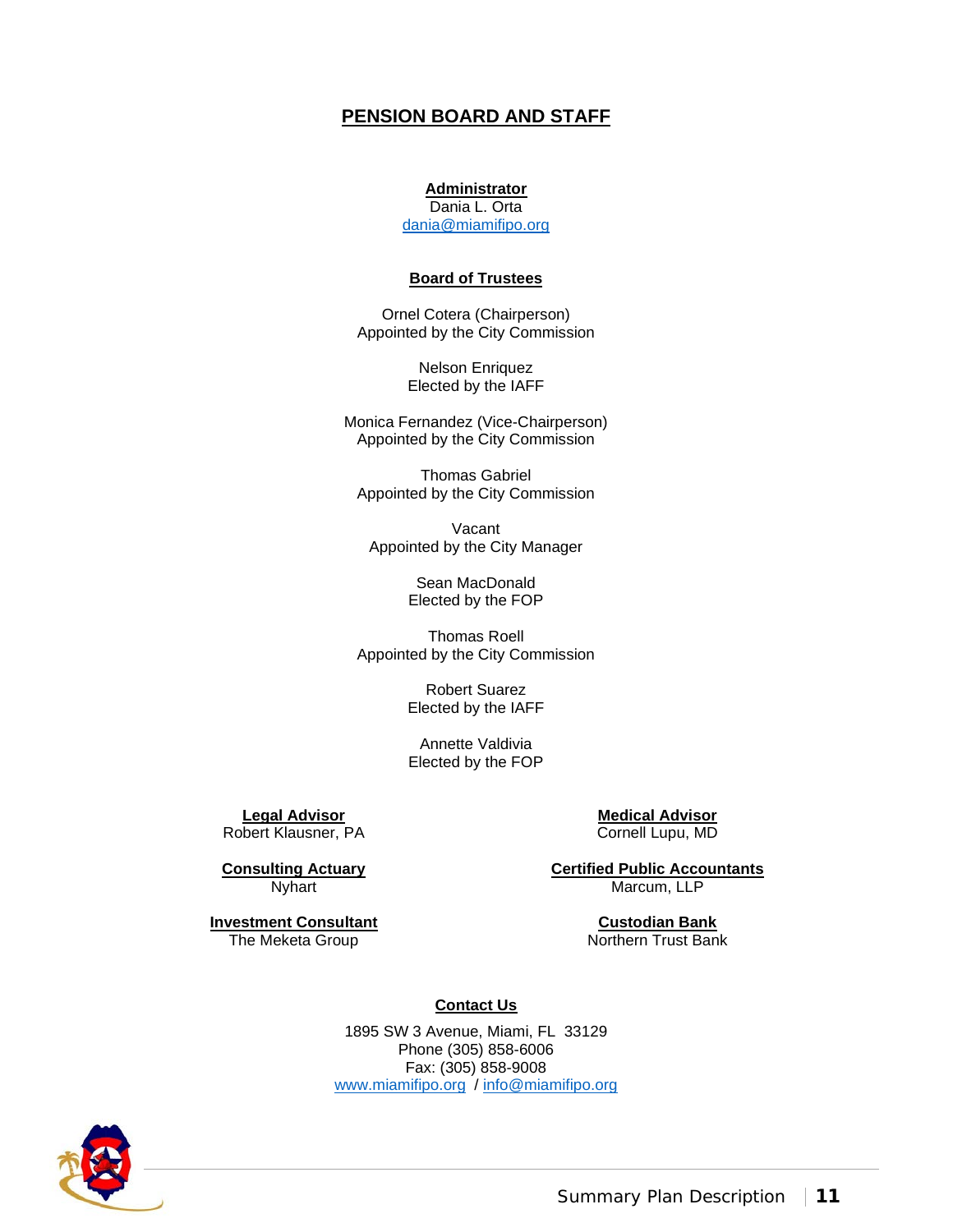# PENSION BOARD AND STAFF

**Administrator**
Dania L. Orta
dania@miamifipo.org

**Board of Trustees**

Ornel Cotera (Chairperson)
Appointed by the City Commission

Nelson Enriquez
Elected by the IAFF

Monica Fernandez (Vice-Chairperson)
Appointed by the City Commission

Thomas Gabriel
Appointed by the City Commission

Vacant
Appointed by the City Manager

Sean MacDonald
Elected by the FOP

Thomas Roell
Appointed by the City Commission

Robert Suarez
Elected by the IAFF

Annette Valdivia
Elected by the FOP

**Legal Advisor**
Robert Klausner, PA

**Consulting Actuary**
Nyhart

**Investment Consultant**
The Meketa Group

**Medical Advisor**
Cornell Lupu, MD

**Certified Public Accountants**
Marcum, LLP

**Custodian Bank**
Northern Trust Bank

**Contact Us**

1895 SW 3 Avenue, Miami, FL 33129
Phone (305) 858-6006
Fax: (305) 858-9008
www.miamifipo.org / info@miamifipo.org